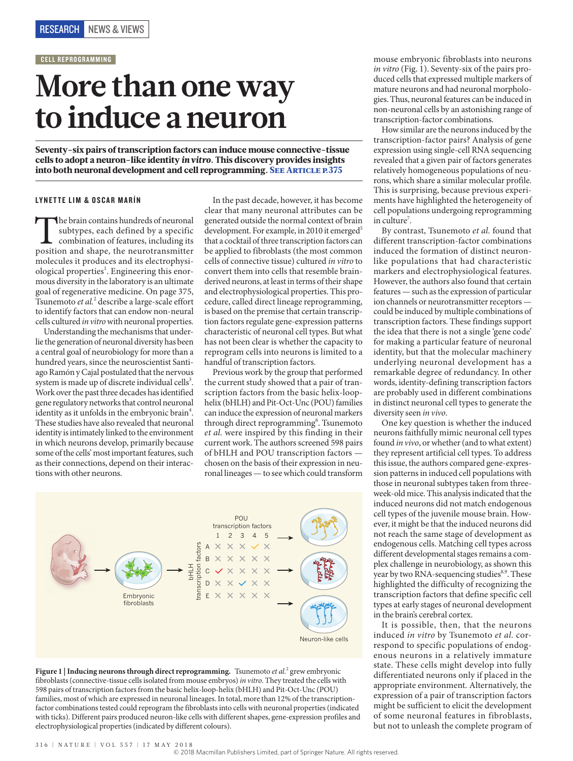CELL REPROGRAMMING

# More than one way to induce a neuron

**Seventy-six pairs of transcription factors can induce mouse connective-tissue cells to adopt a neuron-like identity *in vitro*. This discovery provides insights into both neuronal development and cell reprogramming.** SEE ARTICLE P.375

LYNETTE LIM & OSCAR MARÍN

The brain contains hundreds of neuronal subtypes, each defined by a specific combination of features, including its position and shape, the neurotransmitter molecules it produces and its electrophysiological properties[1]. Engineering this enormous diversity in the laboratory is an ultimate goal of regenerative medicine. On page 375, Tsunemoto *et al.*[2] describe a large-scale effort to identify factors that can endow non-neural cells cultured *in vitro* with neuronal properties.

Understanding the mechanisms that underlie the generation of neuronal diversity has been a central goal of neurobiology for more than a hundred years, since the neuroscientist Santiago Ramón y Cajal postulated that the nervous system is made up of discrete individual cells[3]. Work over the past three decades has identified gene regulatory networks that control neuronal identity as it unfolds in the embryonic brain[4]. These studies have also revealed that neuronal identity is intimately linked to the environment in which neurons develop, primarily because some of the cells' most important features, such as their connections, depend on their interactions with other neurons.

In the past decade, however, it has become clear that many neuronal attributes can be generated outside the normal context of brain development. For example, in 2010 it emerged[5] that a cocktail of three transcription factors can be applied to fibroblasts (the most common cells of connective tissue) cultured *in vitro* to convert them into cells that resemble brain-derived neurons, at least in terms of their shape and electrophysiological properties. This procedure, called direct lineage reprogramming, is based on the premise that certain transcription factors regulate gene-expression patterns characteristic of neuronal cell types. But what has not been clear is whether the capacity to reprogram cells into neurons is limited to a handful of transcription factors.

Previous work by the group that performed the current study showed that a pair of transcription factors from the basic helix-loop-helix (bHLH) and Pit-Oct-Unc (POU) families can induce the expression of neuronal markers through direct reprogramming[6]. Tsunemoto *et al.* were inspired by this finding in their current work. The authors screened 598 pairs of bHLH and POU transcription factors — chosen on the basis of their expression in neuronal lineages — to see which could transform mouse embryonic fibroblasts into neurons *in vitro* (Fig. 1). Seventy-six of the pairs produced cells that expressed multiple markers of mature neurons and had neuronal morphologies. Thus, neuronal features can be induced in non-neuronal cells by an astonishing range of transcription-factor combinations.

How similar are the neurons induced by the transcription-factor pairs? Analysis of gene expression using single-cell RNA sequencing revealed that a given pair of factors generates relatively homogeneous populations of neurons, which share a similar molecular profile. This is surprising, because previous experiments have highlighted the heterogeneity of cell populations undergoing reprogramming in culture[7].

By contrast, Tsunemoto *et al.* found that different transcription-factor combinations induced the formation of distinct neuron-like populations that had characteristic markers and electrophysiological features. However, the authors also found that certain features — such as the expression of particular ion channels or neurotransmitter receptors — could be induced by multiple combinations of transcription factors. These findings support the idea that there is not a single 'gene code' for making a particular feature of neuronal identity, but that the molecular machinery underlying neuronal development has a remarkable degree of redundancy. In other words, identity-defining transcription factors are probably used in different combinations in distinct neuronal cell types to generate the diversity seen *in vivo*.

One key question is whether the induced neurons faithfully mimic neuronal cell types found *in vivo*, or whether (and to what extent) they represent artificial cell types. To address this issue, the authors compared gene-expression patterns in induced cell populations with those in neuronal subtypes taken from three-week-old mice. This analysis indicated that the induced neurons did not match endogenous cell types of the juvenile mouse brain. However, it might be that the induced neurons did not reach the same stage of development as endogenous cells. Matching cell types across different developmental stages remains a complex challenge in neurobiology, as shown this year by two RNA-sequencing studies[8,9]. These highlighted the difficulty of recognizing the transcription factors that define specific cell types at early stages of neuronal development in the brain's cerebral cortex.

It is possible, then, that the neurons induced *in vitro* by Tsunemoto *et al.* correspond to specific populations of endogenous neurons in a relatively immature state. These cells might develop into fully differentiated neurons only if placed in the appropriate environment. Alternatively, the expression of a pair of transcription factors might be sufficient to elicit the development of some neuronal features in fibroblasts, but not to unleash the complete program of

Embryonic fibroblasts

POU transcription factors

1 2 3 4 5

bHLH transcription factors

A B C D E

Neuron-like cells

**Figure 1 | Inducing neurons through direct reprogramming.** Tsunemoto *et al.*[2] grew embryonic fibroblasts (connective-tissue cells isolated from mouse embryos) *in vitro*. They treated the cells with 598 pairs of transcription factors from the basic helix-loop-helix (bHLH) and Pit-Oct-Unc (POU) families, most of which are expressed in neuronal lineages. In total, more than 12% of the transcription-factor combinations tested could reprogram the fibroblasts into cells with neuronal properties (indicated with ticks). Different pairs produced neuron-like cells with different shapes, gene-expression profiles and electrophysiological properties (indicated by different colours).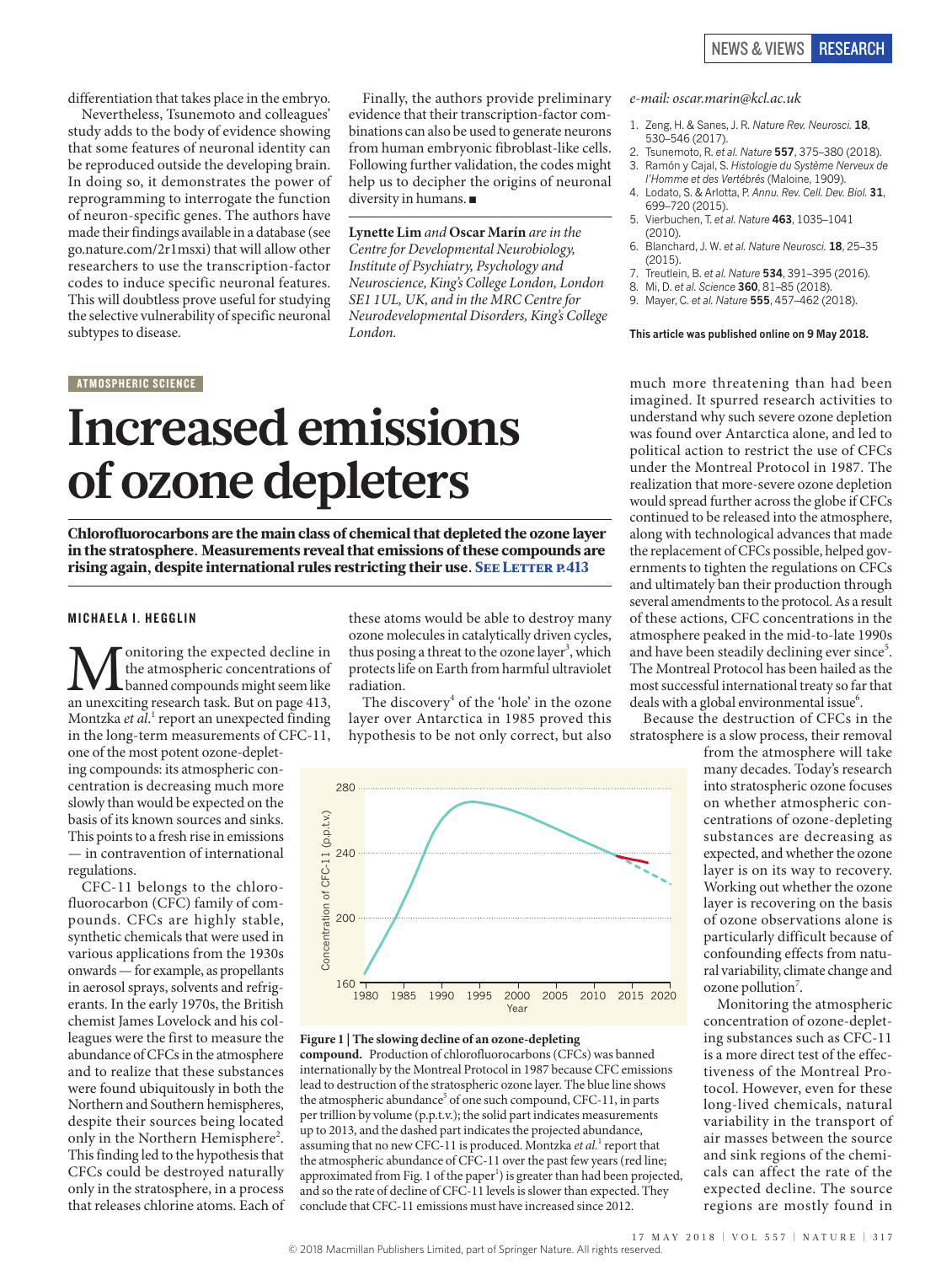differentiation that takes place in the embryo.

Nevertheless, Tsunemoto and colleagues' study adds to the body of evidence showing that some features of neuronal identity can be reproduced outside the developing brain. In doing so, it demonstrates the power of reprogramming to interrogate the function of neuron-specific genes. The authors have made their findings available in a database (see go.nature.com/2r1msxi) that will allow other researchers to use the transcription-factor codes to induce specific neuronal features. This will doubtless prove useful for studying the selective vulnerability of specific neuronal subtypes to disease.

Finally, the authors provide preliminary evidence that their transcription-factor combinations can also be used to generate neurons from human embryonic fibroblast-like cells. Following further validation, the codes might help us to decipher the origins of neuronal diversity in humans. ■

**Lynette Lim** *and* **Oscar Marín** *are in the Centre for Developmental Neurobiology, Institute of Psychiatry, Psychology and Neuroscience, King's College London, London SE1 1UL, UK, and in the MRC Centre for Neurodevelopmental Disorders, King's College London.*

*e-mail: oscar.marin@kcl.ac.uk*

1. Zeng, H. & Sanes, J. R. *Nature Rev. Neurosci.* **18**, 530–546 (2017).
2. Tsunemoto, R. *et al. Nature* **557**, 375–380 (2018).
3. Ramón y Cajal, S. *Histologie du Système Nerveux de l'Homme et des Vertébrés* (Maloine, 1909).
4. Lodato, S. & Arlotta, P. *Annu. Rev. Cell. Dev. Biol.* **31**, 699–720 (2015).
5. Vierbuchen, T. *et al. Nature* **463**, 1035–1041 (2010).
6. Blanchard, J. W. *et al. Nature Neurosci.* **18**, 25–35 (2015).
7. Treutlein, B. *et al. Nature* **534**, 391–395 (2016).
8. Mi, D. *et al. Science* **360**, 81–85 (2018).
9. Mayer, C. *et al. Nature* **555**, 457–462 (2018).

**This article was published online on 9 May 2018.**

ATMOSPHERIC SCIENCE

# Increased emissions of ozone depleters

**Chlorofluorocarbons are the main class of chemical that depleted the ozone layer in the stratosphere. Measurements reveal that emissions of these compounds are rising again, despite international rules restricting their use. See Letter p.413**

MICHAELA I. HEGGLIN

Monitoring the expected decline in the atmospheric concentrations of banned compounds might seem like an unexciting research task. But on page 413, Montzka *et al.*[1] report an unexpected finding in the long-term measurements of CFC-11, one of the most potent ozone-depleting compounds: its atmospheric concentration is decreasing much more slowly than would be expected on the basis of its known sources and sinks. This points to a fresh rise in emissions — in contravention of international regulations.

CFC-11 belongs to the chlorofluorocarbon (CFC) family of compounds. CFCs are highly stable, synthetic chemicals that were used in various applications from the 1930s onwards — for example, as propellants in aerosol sprays, solvents and refrigerants. In the early 1970s, the British chemist James Lovelock and his colleagues were the first to measure the abundance of CFCs in the atmosphere and to realize that these substances were found ubiquitously in both the Northern and Southern hemispheres, despite their sources being located only in the Northern Hemisphere[2]. This finding led to the hypothesis that CFCs could be destroyed naturally only in the stratosphere, in a process that releases chlorine atoms. Each of these atoms would be able to destroy many ozone molecules in catalytically driven cycles, thus posing a threat to the ozone layer[3], which protects life on Earth from harmful ultraviolet radiation.

The discovery[4] of the 'hole' in the ozone layer over Antarctica in 1985 proved this hypothesis to be not only correct, but also much more threatening than had been imagined. It spurred research activities to understand why such severe ozone depletion was found over Antarctica alone, and led to political action to restrict the use of CFCs under the Montreal Protocol in 1987. The realization that more-severe ozone depletion would spread further across the globe if CFCs continued to be released into the atmosphere, along with technological advances that made the replacement of CFCs possible, helped governments to tighten the regulations on CFCs and ultimately ban their production through several amendments to the protocol. As a result of these actions, CFC concentrations in the atmosphere peaked in the mid-to-late 1990s and have been steadily declining ever since[5]. The Montreal Protocol has been hailed as the most successful international treaty so far that deals with a global environmental issue[6].

Because the destruction of CFCs in the stratosphere is a slow process, their removal from the atmosphere will take many decades. Today's research into stratospheric ozone focuses on whether atmospheric concentrations of ozone-depleting substances are decreasing as expected, and whether the ozone layer is on its way to recovery. Working out whether the ozone layer is recovering on the basis of ozone observations alone is particularly difficult because of confounding effects from natural variability, climate change and ozone pollution[7].

Monitoring the atmospheric concentration of ozone-depleting substances such as CFC-11 is a more direct test of the effectiveness of the Montreal Protocol. However, even for these long-lived chemicals, natural variability in the transport of air masses between the source and sink regions of the chemicals can affect the rate of the expected decline. The source regions are mostly found in

Concentration of CFC-11 (p.p.t.v.)
280
240
200
160
1980 1985 1990 1995 2000 2005 2010 2015 2020
Year

**Figure 1 | The slowing decline of an ozone-depleting compound.** Production of chlorofluorocarbons (CFCs) was banned internationally by the Montreal Protocol in 1987 because CFC emissions lead to destruction of the stratospheric ozone layer. The blue line shows the atmospheric abundance[5] of one such compound, CFC-11, in parts per trillion by volume (p.p.t.v.); the solid part indicates measurements up to 2013, and the dashed part indicates the projected abundance, assuming that no new CFC-11 is produced. Montzka *et al.*[1] report that the atmospheric abundance of CFC-11 over the past few years (red line; approximated from Fig. 1 of the paper[1]) is greater than had been projected, and so the rate of decline of CFC-11 levels is slower than expected. They conclude that CFC-11 emissions must have increased since 2012.